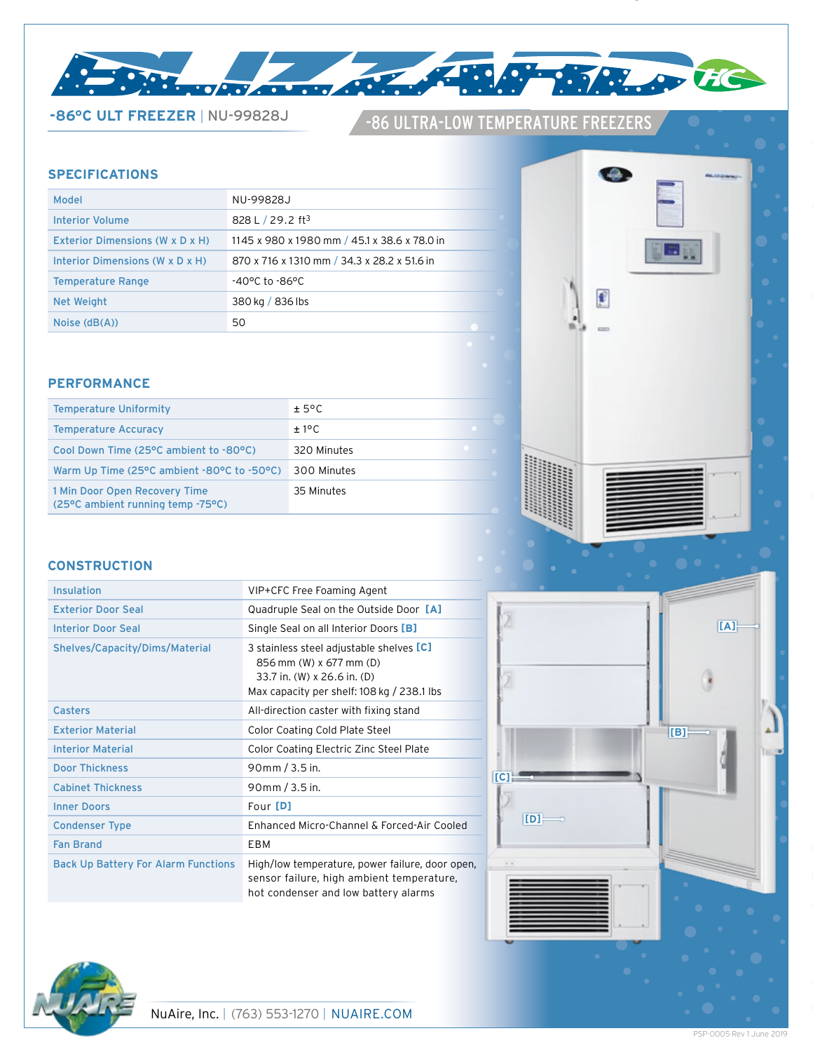# BLIZZARD HC

**-86°C ULT FREEZER** | NU-99828J

## -86 ULTRA-LOW TEMPERATURE FREEZERS

## SPECIFICATIONS

| | |
|---|---|
| Model | NU-99828J |
| Interior Volume | 828 L / 29.2 ft$^3$ |
| Exterior Dimensions (W x D x H) | 1145 x 980 x 1980 mm / 45.1 x 38.6 x 78.0 in |
| Interior Dimensions (W x D x H) | 870 x 716 x 1310 mm / 34.3 x 28.2 x 51.6 in |
| Temperature Range | -40°C to -86°C |
| Net Weight | 380 kg / 836 lbs |
| Noise (dB(A)) | 50 |

## PERFORMANCE

| | |
|---|---|
| Temperature Uniformity | ± 5°C |
| Temperature Accuracy | ± 1°C |
| Cool Down Time (25°C ambient to -80°C) | 320 Minutes |
| Warm Up Time (25°C ambient -80°C to -50°C) | 300 Minutes |
| 1 Min Door Open Recovery Time (25°C ambient running temp -75°C) | 35 Minutes |

## CONSTRUCTION

| | |
|---|---|
| Insulation | VIP+CFC Free Foaming Agent |
| Exterior Door Seal | Quadruple Seal on the Outside Door **[A]** |
| Interior Door Seal | Single Seal on all Interior Doors **[B]** |
| Shelves/Capacity/Dims/Material | 3 stainless steel adjustable shelves **[C]**<br>856 mm (W) x 677 mm (D)<br>33.7 in. (W) x 26.6 in. (D)<br>Max capacity per shelf: 108 kg / 238.1 lbs |
| Casters | All-direction caster with fixing stand |
| Exterior Material | Color Coating Cold Plate Steel |
| Interior Material | Color Coating Electric Zinc Steel Plate |
| Door Thickness | 90mm / 3.5 in. |
| Cabinet Thickness | 90mm / 3.5 in. |
| Inner Doors | Four **[D]** |
| Condenser Type | Enhanced Micro-Channel & Forced-Air Cooled |
| Fan Brand | EBM |
| Back Up Battery For Alarm Functions | High/low temperature, power failure, door open, sensor failure, high ambient temperature, hot condenser and low battery alarms |

[A] [B] [C] [D]

NuAire, Inc. | (763) 553-1270 | NUAIRE.COM

PSP-0005 Rev 1 June 2019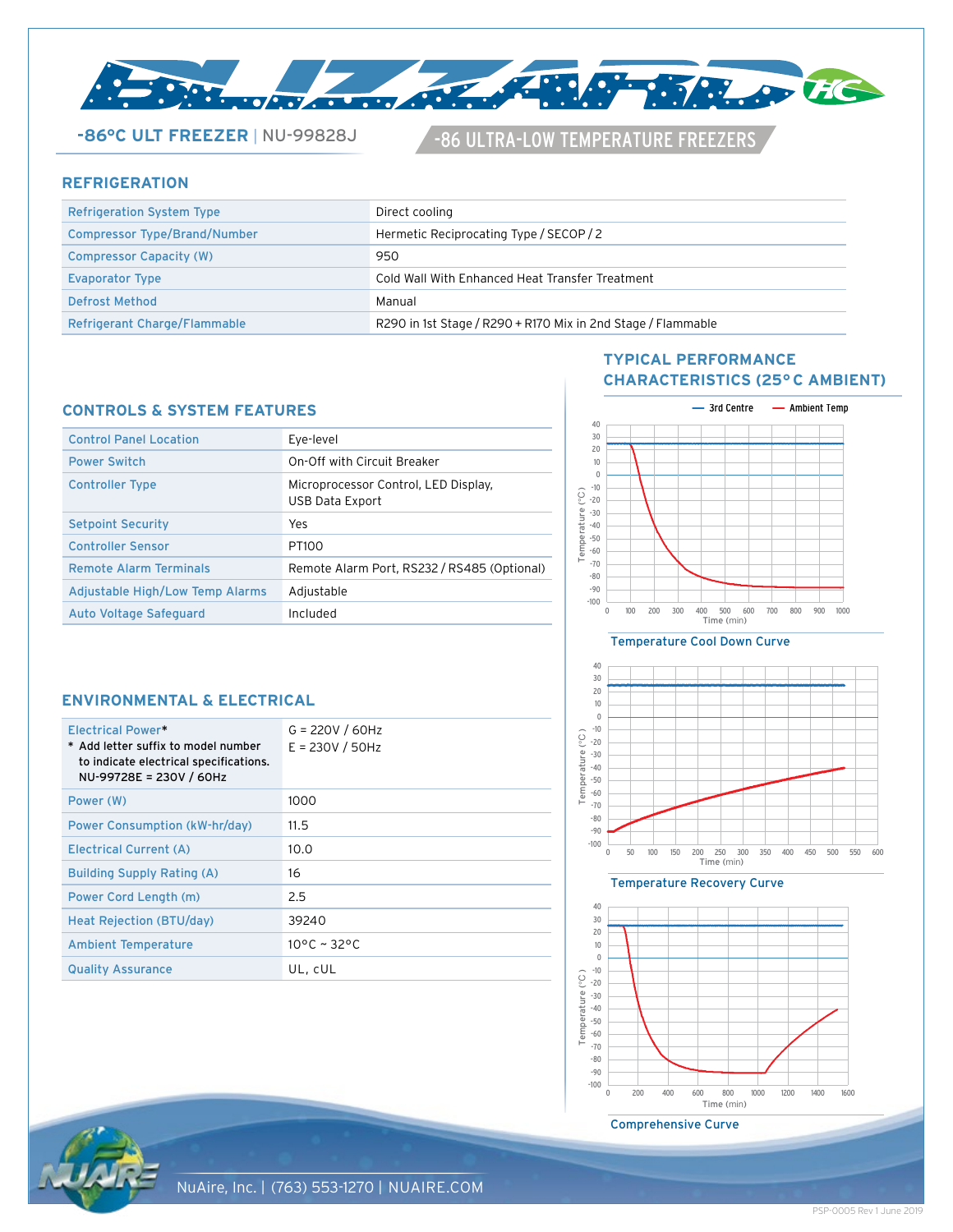# BLIZZARD HC

## -86°C ULT FREEZER | NU-99828J

-86 ULTRA-LOW TEMPERATURE FREEZERS

## REFRIGERATION

| | |
|---|---|
| Refrigeration System Type | Direct cooling |
| Compressor Type/Brand/Number | Hermetic Reciprocating Type / SECOP / 2 |
| Compressor Capacity (W) | 950 |
| Evaporator Type | Cold Wall With Enhanced Heat Transfer Treatment |
| Defrost Method | Manual |
| Refrigerant Charge/Flammable | R290 in 1st Stage / R290 + R170 Mix in 2nd Stage / Flammable |

## CONTROLS & SYSTEM FEATURES

| | |
|---|---|
| Control Panel Location | Eye-level |
| Power Switch | On-Off with Circuit Breaker |
| Controller Type | Microprocessor Control, LED Display, USB Data Export |
| Setpoint Security | Yes |
| Controller Sensor | PT100 |
| Remote Alarm Terminals | Remote Alarm Port, RS232 / RS485 (Optional) |
| Adjustable High/Low Temp Alarms | Adjustable |
| Auto Voltage Safeguard | Included |

## ENVIRONMENTAL & ELECTRICAL

| | |
|---|---|
| Electrical Power* <br> * Add letter suffix to model number to indicate electrical specifications. NU-99728E = 230V / 60Hz | G = 220V / 60Hz <br> E = 230V / 50Hz |
| Power (W) | 1000 |
| Power Consumption (kW-hr/day) | 11.5 |
| Electrical Current (A) | 10.0 |
| Building Supply Rating (A) | 16 |
| Power Cord Length (m) | 2.5 |
| Heat Rejection (BTU/day) | 39240 |
| Ambient Temperature | 10°C ~ 32°C |
| Quality Assurance | UL, cUL |

## TYPICAL PERFORMANCE CHARACTERISTICS (25° C AMBIENT)

Temperature Cool Down Curve

Temperature Recovery Curve

Comprehensive Curve

NuAire, Inc. | (763) 553-1270 | NUAIRE.COM

PSP-0005 Rev 1 June 2019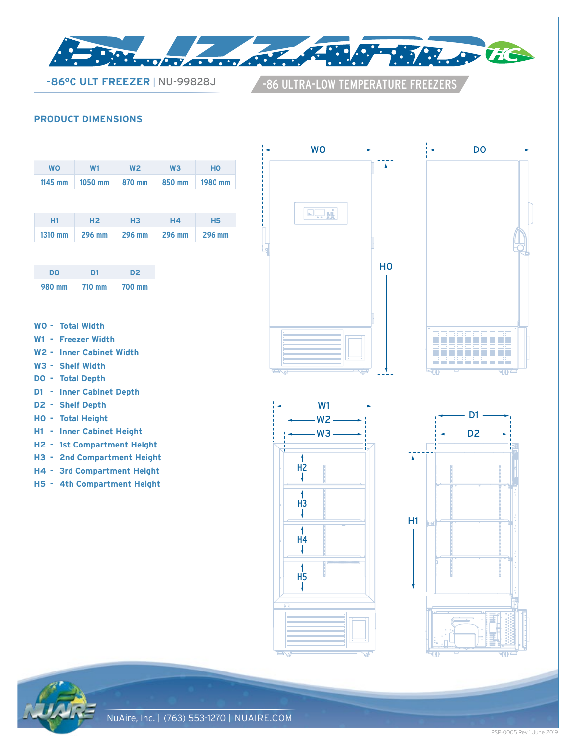# BLIZZARD HC

**-86°C ULT FREEZER** | NU-99828J

-86 ULTRA-LOW TEMPERATURE FREEZERS

## PRODUCT DIMENSIONS

| WO | W1 | W2 | W3 | HO |
|---|---|---|---|---|
| 1145 mm | 1050 mm | 870 mm | 850 mm | 1980 mm |

| H1 | H2 | H3 | H4 | H5 |
|---|---|---|---|---|
| 1310 mm | 296 mm | 296 mm | 296 mm | 296 mm |

| DO | D1 | D2 |
|---|---|---|
| 980 mm | 710 mm | 700 mm |

- **WO** - Total Width
- **W1** - Freezer Width
- **W2** - Inner Cabinet Width
- **W3** - Shelf Width
- **DO** - Total Depth
- **D1** - Inner Cabinet Depth
- **D2** - Shelf Depth
- **HO** - Total Height
- **H1** - Inner Cabinet Height
- **H2** - 1st Compartment Height
- **H3** - 2nd Compartment Height
- **H4** - 3rd Compartment Height
- **H5** - 4th Compartment Height

NuAire, Inc. | (763) 553-1270 | NUAIRE.COM

PSP-0005 Rev 1 June 2019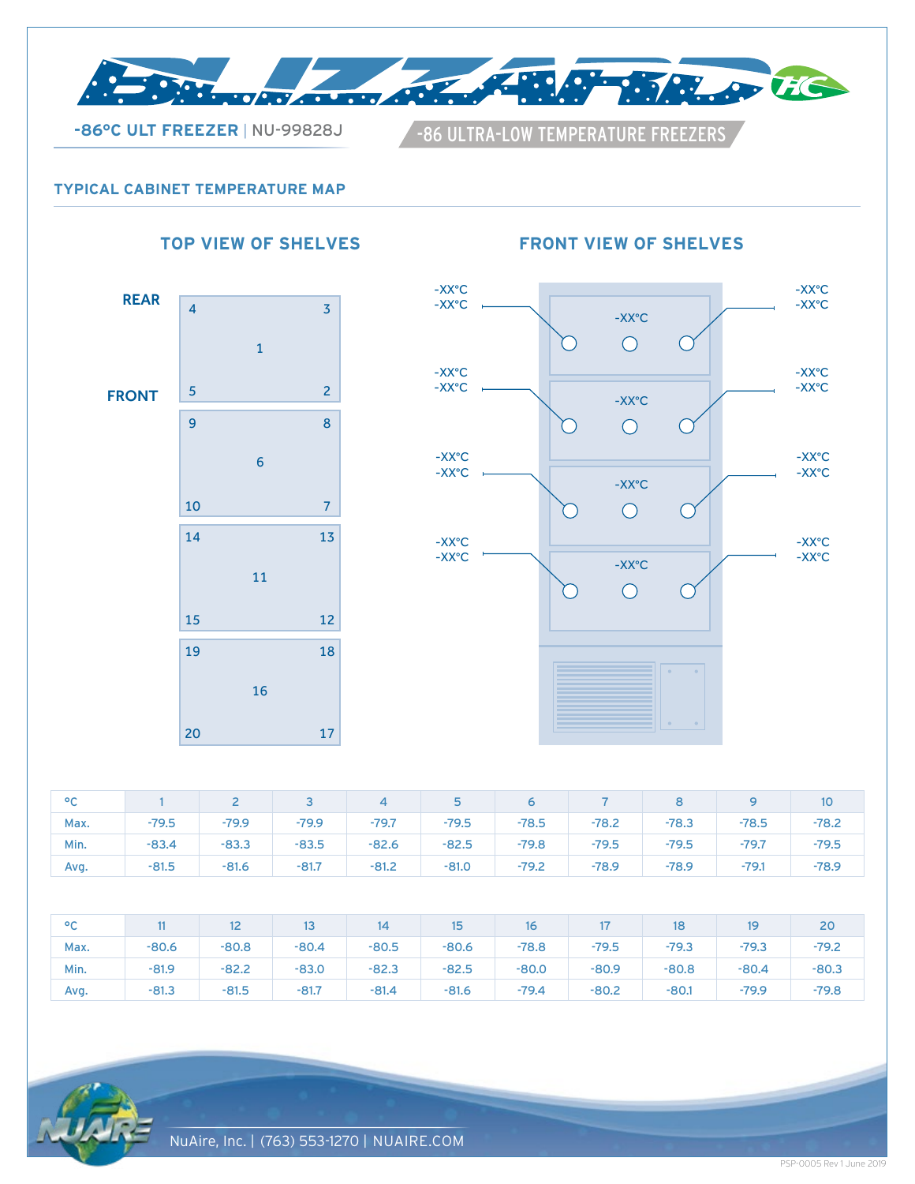# BLIZZARD HC

**-86°C ULT FREEZER** | NU-99828J

-86 ULTRA-LOW TEMPERATURE FREEZERS

## TYPICAL CABINET TEMPERATURE MAP

### TOP VIEW OF SHELVES

REAR

FRONT

4 3
1
5 2

9 8
6
10 7

14 13
11
15 12

19 18
16
20 17

### FRONT VIEW OF SHELVES

-XX°C
-XX°C

| °C | 1 | 2 | 3 | 4 | 5 | 6 | 7 | 8 | 9 | 10 |
|---|---|---|---|---|---|---|---|---|---|---|
| Max. | -79.5 | -79.9 | -79.9 | -79.7 | -79.5 | -78.5 | -78.2 | -78.3 | -78.5 | -78.2 |
| Min. | -83.4 | -83.3 | -83.5 | -82.6 | -82.5 | -79.8 | -79.5 | -79.5 | -79.7 | -79.5 |
| Avg. | -81.5 | -81.6 | -81.7 | -81.2 | -81.0 | -79.2 | -78.9 | -78.9 | -79.1 | -78.9 |

| °C | 11 | 12 | 13 | 14 | 15 | 16 | 17 | 18 | 19 | 20 |
|---|---|---|---|---|---|---|---|---|---|---|
| Max. | -80.6 | -80.8 | -80.4 | -80.5 | -80.6 | -78.8 | -79.5 | -79.3 | -79.3 | -79.2 |
| Min. | -81.9 | -82.2 | -83.0 | -82.3 | -82.5 | -80.0 | -80.9 | -80.8 | -80.4 | -80.3 |
| Avg. | -81.3 | -81.5 | -81.7 | -81.4 | -81.6 | -79.4 | -80.2 | -80.1 | -79.9 | -79.8 |

NuAire, Inc. | (763) 553-1270 | NUAIRE.COM

PSP-0005 Rev 1 June 2019